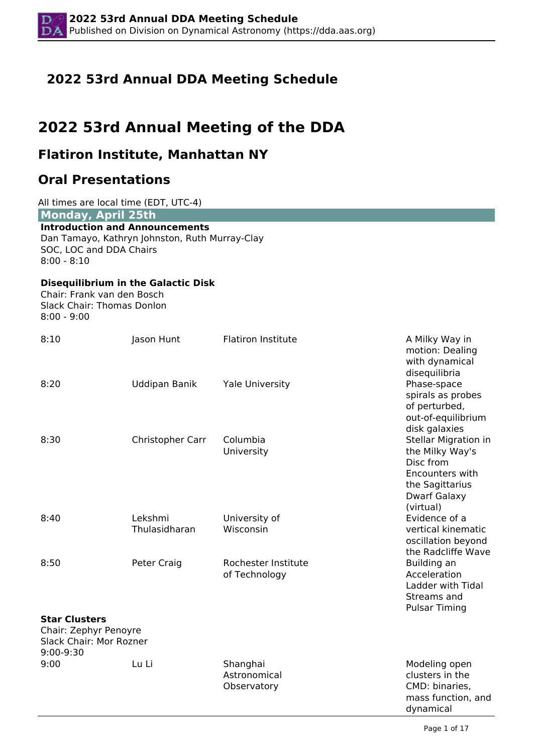# 2022 53rd Annual DDA Meeting Schedule

# 2022 53rd Annual Meeting of the DDA

## Flatiron Institute, Manhattan NY

## Oral Presentations

All times are local time (EDT, UTC-4)

### Monday, April 25th

**Introduction and Announcements**
Dan Tamayo, Kathryn Johnston, Ruth Murray-Clay
SOC, LOC and DDA Chairs
8:00 - 8:10

**Disequilibrium in the Galactic Disk**
Chair: Frank van den Bosch
Slack Chair: Thomas Donlon
8:00 - 9:00

| | | | |
|---|---|---|---|
| 8:10 | Jason Hunt | Flatiron Institute | A Milky Way in motion: Dealing with dynamical disequilibria |
| 8:20 | Uddipan Banik | Yale University | Phase-space spirals as probes of perturbed, out-of-equilibrium disk galaxies |
| 8:30 | Christopher Carr | Columbia University | Stellar Migration in the Milky Way's Disc from Encounters with the Sagittarius Dwarf Galaxy (virtual) |
| 8:40 | Lekshmi Thulasidharan | University of Wisconsin | Evidence of a vertical kinematic oscillation beyond the Radcliffe Wave |
| 8:50 | Peter Craig | Rochester Institute of Technology | Building an Acceleration Ladder with Tidal Streams and Pulsar Timing |

**Star Clusters**
Chair: Zephyr Penoyre
Slack Chair: Mor Rozner
9:00-9:30

| | | | |
|---|---|---|---|
| 9:00 | Lu Li | Shanghai Astronomical Observatory | Modeling open clusters in the CMD: binaries, mass function, and dynamical |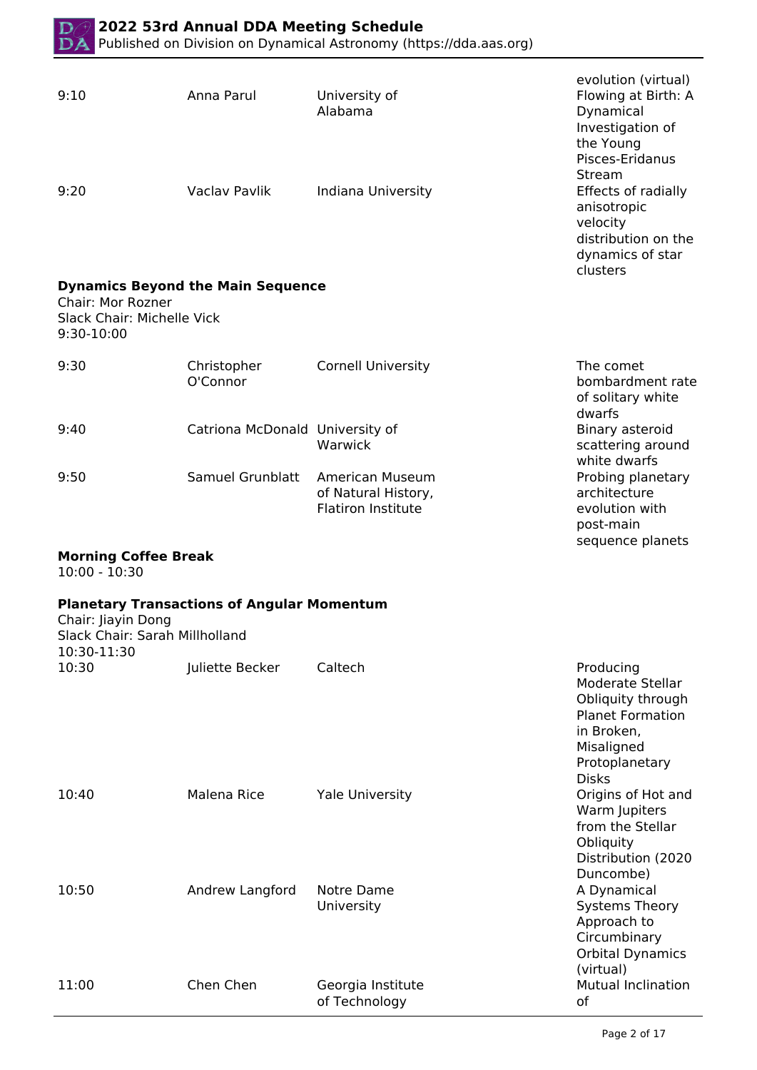| | | | evolution (virtual) |
|---|---|---|---|
| 9:10 | Anna Parul | University of Alabama | Flowing at Birth: A Dynamical Investigation of the Young Pisces-Eridanus Stream |
| 9:20 | Vaclav Pavlik | Indiana University | Effects of radially anisotropic velocity distribution on the dynamics of star clusters |

**Dynamics Beyond the Main Sequence**
Chair: Mor Rozner
Slack Chair: Michelle Vick
9:30-10:00

| | | | |
|---|---|---|---|
| 9:30 | Christopher O'Connor | Cornell University | The comet bombardment rate of solitary white dwarfs |
| 9:40 | Catriona McDonald | University of Warwick | Binary asteroid scattering around white dwarfs |
| 9:50 | Samuel Grunblatt | American Museum of Natural History, Flatiron Institute | Probing planetary architecture evolution with post-main sequence planets |

**Morning Coffee Break**
10:00 - 10:30

**Planetary Transactions of Angular Momentum**
Chair: Jiayin Dong
Slack Chair: Sarah Millholland
10:30-11:30

| | | | |
|---|---|---|---|
| 10:30 | Juliette Becker | Caltech | Producing Moderate Stellar Obliquity through Planet Formation in Broken, Misaligned Protoplanetary Disks |
| 10:40 | Malena Rice | Yale University | Origins of Hot and Warm Jupiters from the Stellar Obliquity Distribution (2020 Duncombe) |
| 10:50 | Andrew Langford | Notre Dame University | A Dynamical Systems Theory Approach to Circumbinary Orbital Dynamics (virtual) |
| 11:00 | Chen Chen | Georgia Institute of Technology | Mutual Inclination of |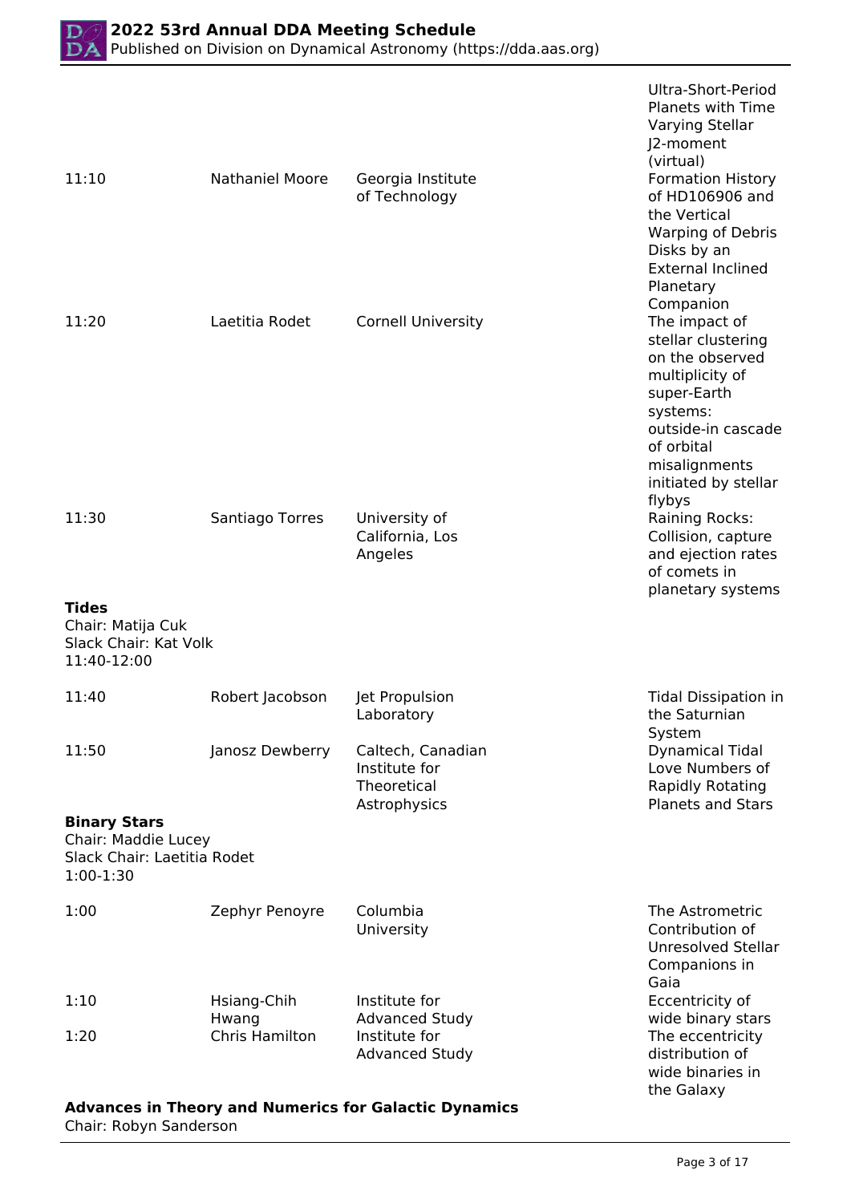| | | | Ultra-Short-Period Planets with Time Varying Stellar J2-moment (virtual) |
|---|---|---|---|
| 11:10 | Nathaniel Moore | Georgia Institute of Technology | Formation History of HD106906 and the Vertical Warping of Debris Disks by an External Inclined Planetary Companion |
| 11:20 | Laetitia Rodet | Cornell University | The impact of stellar clustering on the observed multiplicity of super-Earth systems: outside-in cascade of orbital misalignments initiated by stellar flybys |
| 11:30 | Santiago Torres | University of California, Los Angeles | Raining Rocks: Collision, capture and ejection rates of comets in planetary systems |

**Tides**
Chair: Matija Cuk
Slack Chair: Kat Volk
11:40-12:00

| | | | |
|---|---|---|---|
| 11:40 | Robert Jacobson | Jet Propulsion Laboratory | Tidal Dissipation in the Saturnian System |
| 11:50 | Janosz Dewberry | Caltech, Canadian Institute for Theoretical Astrophysics | Dynamical Tidal Love Numbers of Rapidly Rotating Planets and Stars |

**Binary Stars**
Chair: Maddie Lucey
Slack Chair: Laetitia Rodet
1:00-1:30

| | | | |
|---|---|---|---|
| 1:00 | Zephyr Penoyre | Columbia University | The Astrometric Contribution of Unresolved Stellar Companions in Gaia |
| 1:10 | Hsiang-Chih Hwang | Institute for Advanced Study | Eccentricity of wide binary stars |
| 1:20 | Chris Hamilton | Institute for Advanced Study | The eccentricity distribution of wide binaries in the Galaxy |

**Advances in Theory and Numerics for Galactic Dynamics**
Chair: Robyn Sanderson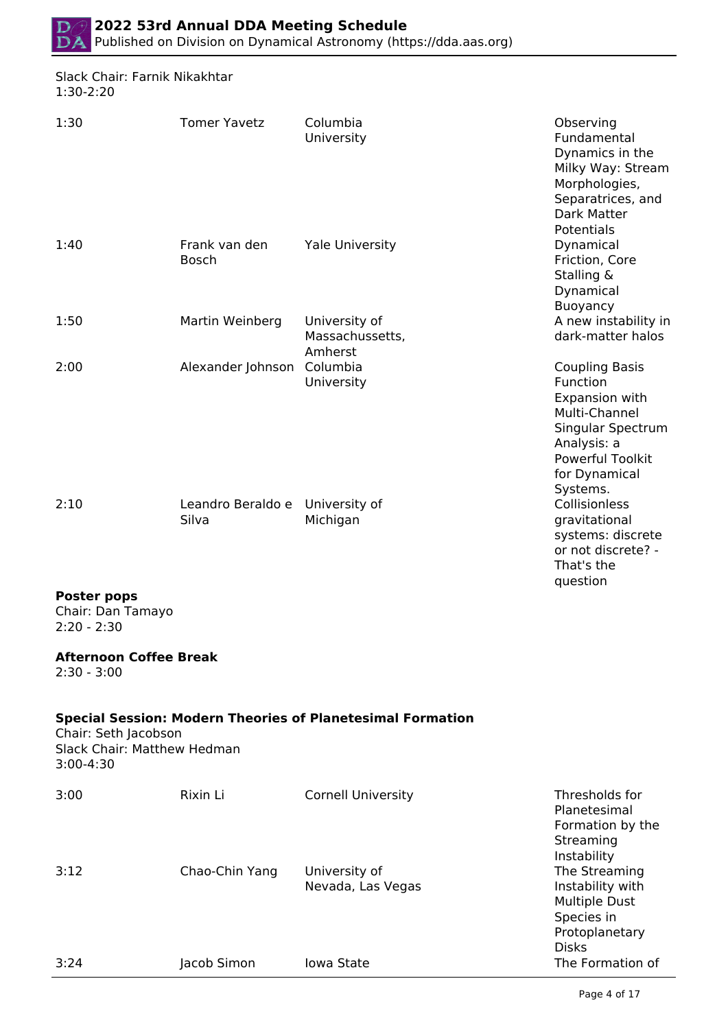Slack Chair: Farnik Nikakhtar
1:30-2:20

| | | | |
|---|---|---|---|
| 1:30 | Tomer Yavetz | Columbia University | Observing Fundamental Dynamics in the Milky Way: Stream Morphologies, Separatrices, and Dark Matter Potentials |
| 1:40 | Frank van den Bosch | Yale University | Dynamical Friction, Core Stalling & Dynamical Buoyancy |
| 1:50 | Martin Weinberg | University of Massachussetts, Amherst | A new instability in dark-matter halos |
| 2:00 | Alexander Johnson | Columbia University | Coupling Basis Function Expansion with Multi-Channel Singular Spectrum Analysis: a Powerful Toolkit for Dynamical Systems. |
| 2:10 | Leandro Beraldo e Silva | University of Michigan | Collisionless gravitational systems: discrete or not discrete? - That's the question |

**Poster pops**
Chair: Dan Tamayo
2:20 - 2:30

**Afternoon Coffee Break**
2:30 - 3:00

**Special Session: Modern Theories of Planetesimal Formation**
Chair: Seth Jacobson
Slack Chair: Matthew Hedman
3:00-4:30

| | | | |
|---|---|---|---|
| 3:00 | Rixin Li | Cornell University | Thresholds for Planetesimal Formation by the Streaming Instability |
| 3:12 | Chao-Chin Yang | University of Nevada, Las Vegas | The Streaming Instability with Multiple Dust Species in Protoplanetary Disks |
| 3:24 | Jacob Simon | Iowa State | The Formation of |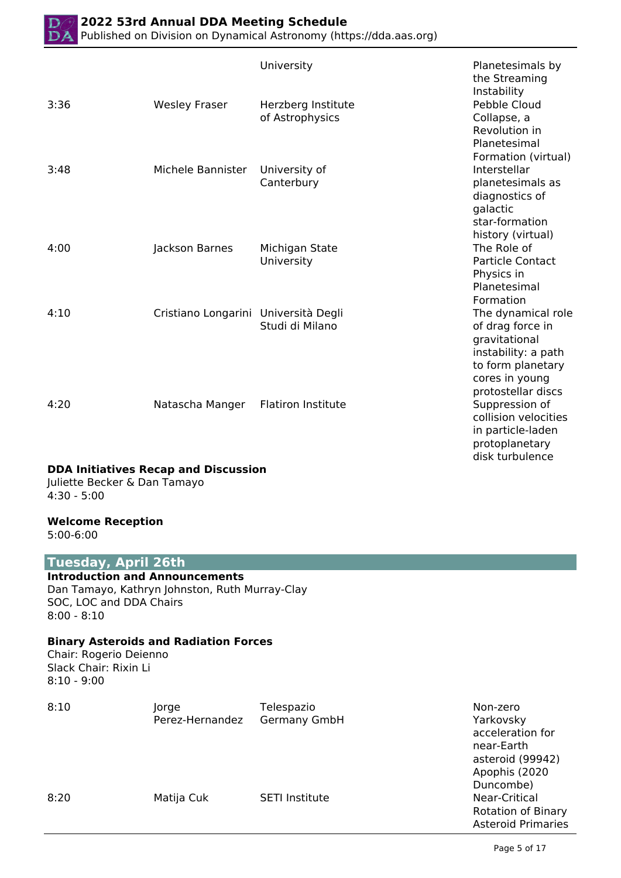| | | | |
|---|---|---|---|
| | | University | Planetesimals by the Streaming Instability |
| 3:36 | Wesley Fraser | Herzberg Institute of Astrophysics | Pebble Cloud Collapse, a Revolution in Planetesimal Formation (virtual) |
| 3:48 | Michele Bannister | University of Canterbury | Interstellar planetesimals as diagnostics of galactic star-formation history (virtual) |
| 4:00 | Jackson Barnes | Michigan State University | The Role of Particle Contact Physics in Planetesimal Formation |
| 4:10 | Cristiano Longarini | Università Degli Studi di Milano | The dynamical role of drag force in gravitational instability: a path to form planetary cores in young protostellar discs |
| 4:20 | Natascha Manger | Flatiron Institute | Suppression of collision velocities in particle-laden protoplanetary disk turbulence |

**DDA Initiatives Recap and Discussion**
Juliette Becker & Dan Tamayo
4:30 - 5:00

**Welcome Reception**
5:00-6:00

## Tuesday, April 26th

**Introduction and Announcements**
Dan Tamayo, Kathryn Johnston, Ruth Murray-Clay
SOC, LOC and DDA Chairs
8:00 - 8:10

**Binary Asteroids and Radiation Forces**
Chair: Rogerio Deienno
Slack Chair: Rixin Li
8:10 - 9:00

| | | | |
|---|---|---|---|
| 8:10 | Jorge Perez-Hernandez | Telespazio Germany GmbH | Non-zero Yarkovsky acceleration for near-Earth asteroid (99942) Apophis (2020 Duncombe) |
| 8:20 | Matija Cuk | SETI Institute | Near-Critical Rotation of Binary Asteroid Primaries |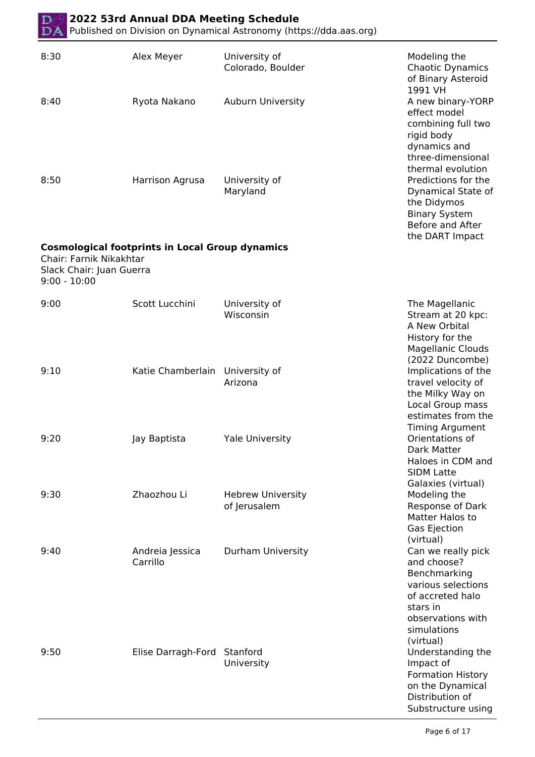| | | | |
|---|---|---|---|
| 8:30 | Alex Meyer | University of Colorado, Boulder | Modeling the Chaotic Dynamics of Binary Asteroid 1991 VH |
| 8:40 | Ryota Nakano | Auburn University | A new binary-YORP effect model combining full two rigid body dynamics and three-dimensional thermal evolution |
| 8:50 | Harrison Agrusa | University of Maryland | Predictions for the Dynamical State of the Didymos Binary System Before and After the DART Impact |

**Cosmological footprints in Local Group dynamics**
Chair: Farnik Nikakhtar
Slack Chair: Juan Guerra
9:00 - 10:00

| | | | |
|---|---|---|---|
| 9:00 | Scott Lucchini | University of Wisconsin | The Magellanic Stream at 20 kpc: A New Orbital History for the Magellanic Clouds (2022 Duncombe) |
| 9:10 | Katie Chamberlain | University of Arizona | Implications of the travel velocity of the Milky Way on Local Group mass estimates from the Timing Argument |
| 9:20 | Jay Baptista | Yale University | Orientations of Dark Matter Haloes in CDM and SIDM Latte Galaxies (virtual) |
| 9:30 | Zhaozhou Li | Hebrew University of Jerusalem | Modeling the Response of Dark Matter Halos to Gas Ejection (virtual) |
| 9:40 | Andreia Jessica Carrillo | Durham University | Can we really pick and choose? Benchmarking various selections of accreted halo stars in observations with simulations (virtual) |
| 9:50 | Elise Darragh-Ford | Stanford University | Understanding the Impact of Formation History on the Dynamical Distribution of Substructure using |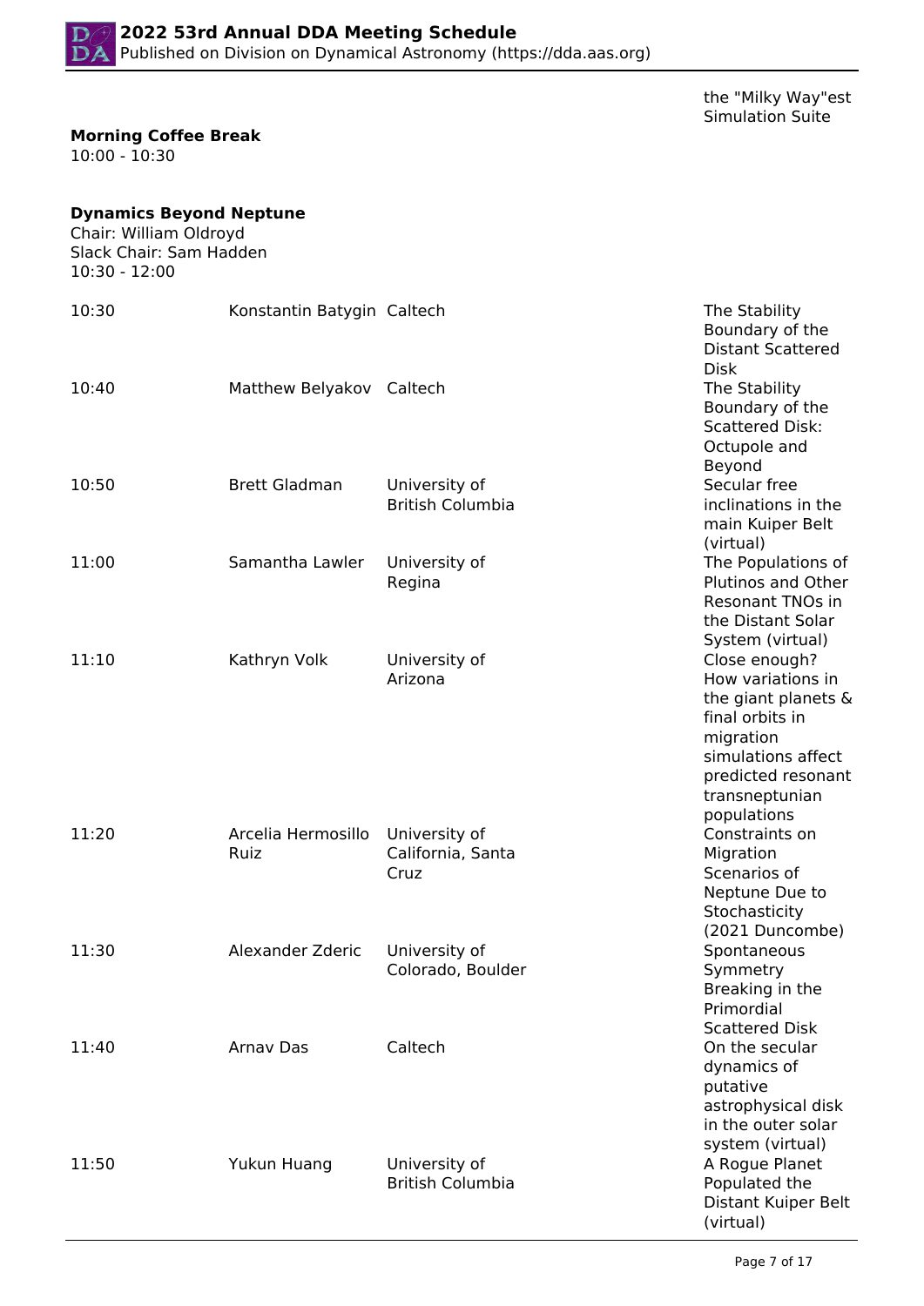the "Milky Way"est Simulation Suite

**Morning Coffee Break**
10:00 - 10:30

**Dynamics Beyond Neptune**
Chair: William Oldroyd
Slack Chair: Sam Hadden
10:30 - 12:00

| | | | |
|---|---|---|---|
| 10:30 | Konstantin Batygin | Caltech | The Stability Boundary of the Distant Scattered Disk |
| 10:40 | Matthew Belyakov | Caltech | The Stability Boundary of the Scattered Disk: Octupole and Beyond |
| 10:50 | Brett Gladman | University of British Columbia | Secular free inclinations in the main Kuiper Belt (virtual) |
| 11:00 | Samantha Lawler | University of Regina | The Populations of Plutinos and Other Resonant TNOs in the Distant Solar System (virtual) |
| 11:10 | Kathryn Volk | University of Arizona | Close enough? How variations in the giant planets & final orbits in migration simulations affect predicted resonant transneptunian populations |
| 11:20 | Arcelia Hermosillo Ruiz | University of California, Santa Cruz | Constraints on Migration Scenarios of Neptune Due to Stochasticity (2021 Duncombe) |
| 11:30 | Alexander Zderic | University of Colorado, Boulder | Spontaneous Symmetry Breaking in the Primordial Scattered Disk |
| 11:40 | Arnav Das | Caltech | On the secular dynamics of putative astrophysical disk in the outer solar system (virtual) |
| 11:50 | Yukun Huang | University of British Columbia | A Rogue Planet Populated the Distant Kuiper Belt (virtual) |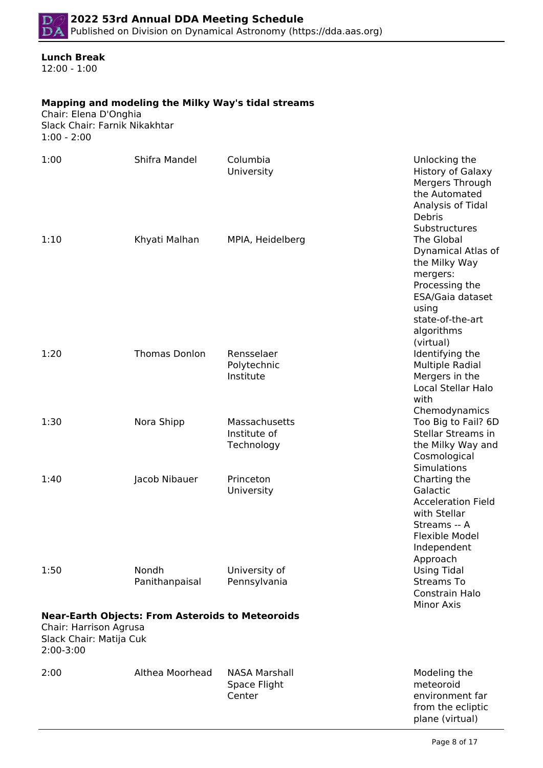**Lunch Break**
12:00 - 1:00

**Mapping and modeling the Milky Way's tidal streams**
Chair: Elena D'Onghia
Slack Chair: Farnik Nikakhtar
1:00 - 2:00

| | | | |
|---|---|---|---|
| 1:00 | Shifra Mandel | Columbia University | Unlocking the History of Galaxy Mergers Through the Automated Analysis of Tidal Debris Substructures |
| 1:10 | Khyati Malhan | MPIA, Heidelberg | The Global Dynamical Atlas of the Milky Way mergers: Processing the ESA/Gaia dataset using state-of-the-art algorithms (virtual) |
| 1:20 | Thomas Donlon | Rensselaer Polytechnic Institute | Identifying the Multiple Radial Mergers in the Local Stellar Halo with Chemodynamics |
| 1:30 | Nora Shipp | Massachusetts Institute of Technology | Too Big to Fail? 6D Stellar Streams in the Milky Way and Cosmological Simulations |
| 1:40 | Jacob Nibauer | Princeton University | Charting the Galactic Acceleration Field with Stellar Streams -- A Flexible Model Independent Approach |
| 1:50 | Nondh Panithanpaisal | University of Pennsylvania | Using Tidal Streams To Constrain Halo Minor Axis |

**Near-Earth Objects: From Asteroids to Meteoroids**
Chair: Harrison Agrusa
Slack Chair: Matija Cuk
2:00-3:00

| | | | |
|---|---|---|---|
| 2:00 | Althea Moorhead | NASA Marshall Space Flight Center | Modeling the meteoroid environment far from the ecliptic plane (virtual) |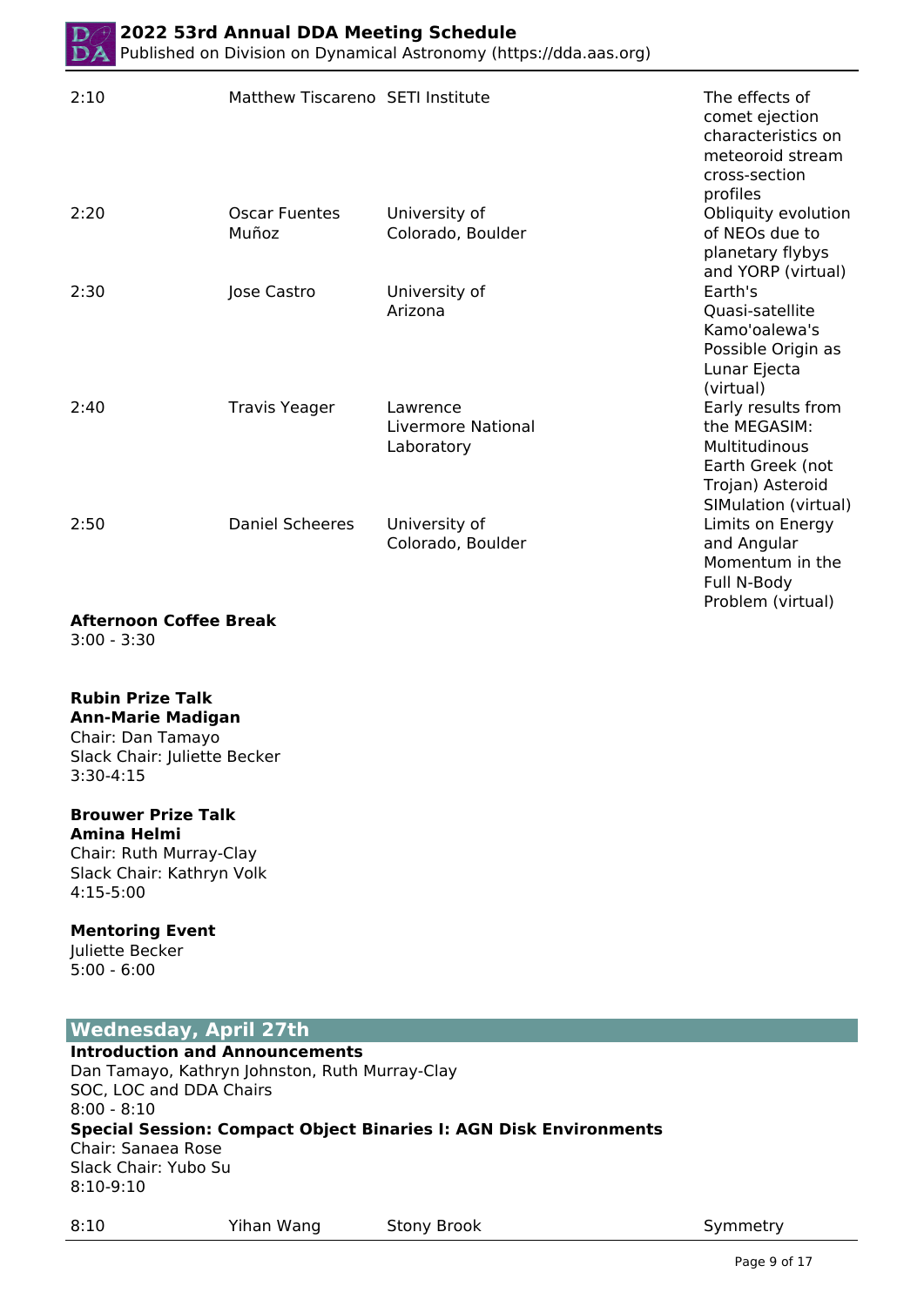| | | | |
|---|---|---|---|
| 2:10 | Matthew Tiscareno | SETI Institute | The effects of comet ejection characteristics on meteoroid stream cross-section profiles |
| 2:20 | Oscar Fuentes Muñoz | University of Colorado, Boulder | Obliquity evolution of NEOs due to planetary flybys and YORP (virtual) |
| 2:30 | Jose Castro | University of Arizona | Earth's Quasi-satellite Kamo'oalewa's Possible Origin as Lunar Ejecta (virtual) |
| 2:40 | Travis Yeager | Lawrence Livermore National Laboratory | Early results from the MEGASIM: Multitudinous Earth Greek (not Trojan) Asteroid SIMulation (virtual) |
| 2:50 | Daniel Scheeres | University of Colorado, Boulder | Limits on Energy and Angular Momentum in the Full N-Body Problem (virtual) |

**Afternoon Coffee Break**
3:00 - 3:30

**Rubin Prize Talk**
**Ann-Marie Madigan**
Chair: Dan Tamayo
Slack Chair: Juliette Becker
3:30-4:15

**Brouwer Prize Talk**
**Amina Helmi**
Chair: Ruth Murray-Clay
Slack Chair: Kathryn Volk
4:15-5:00

**Mentoring Event**
Juliette Becker
5:00 - 6:00

## Wednesday, April 27th

**Introduction and Announcements**
Dan Tamayo, Kathryn Johnston, Ruth Murray-Clay
SOC, LOC and DDA Chairs
8:00 - 8:10

**Special Session: Compact Object Binaries I: AGN Disk Environments**
Chair: Sanaea Rose
Slack Chair: Yubo Su
8:10-9:10

| | | | |
|---|---|---|---|
| 8:10 | Yihan Wang | Stony Brook | Symmetry |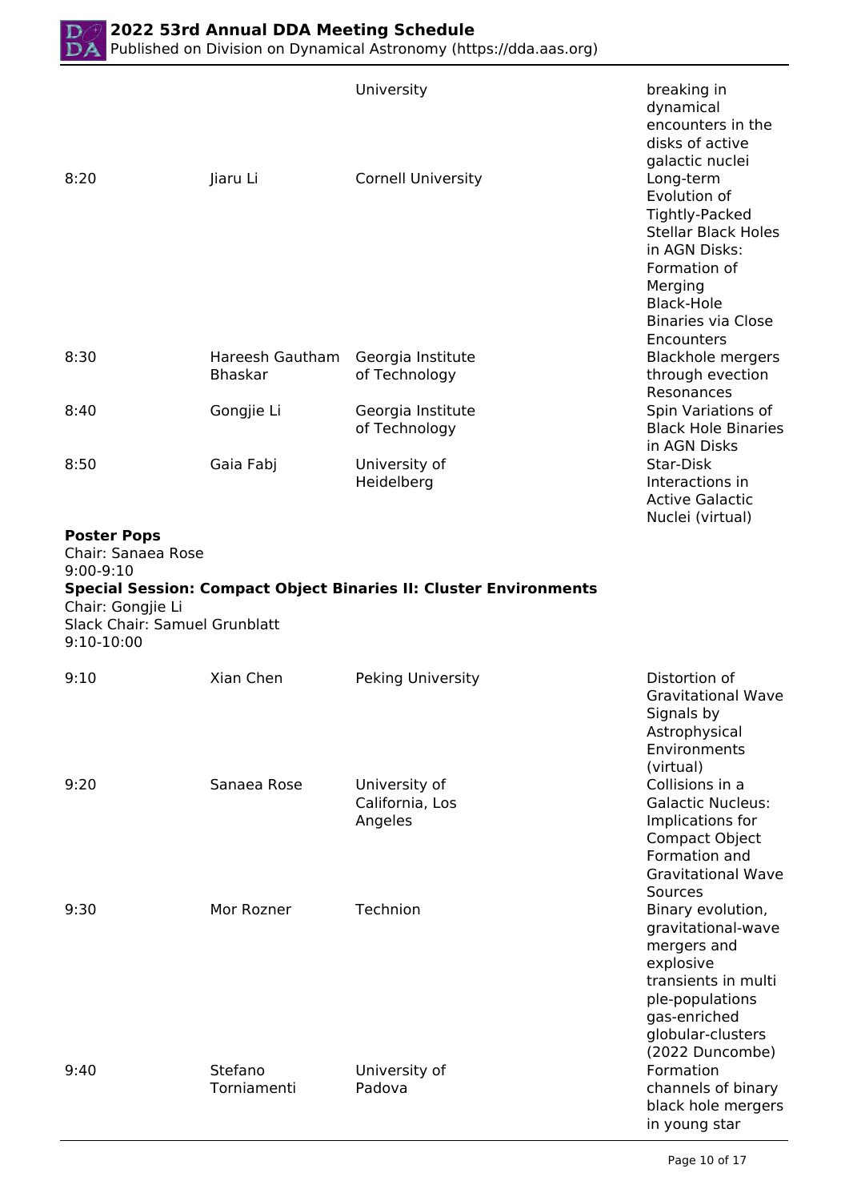| | | University | breaking in dynamical encounters in the disks of active galactic nuclei |
|---|---|---|---|
| 8:20 | Jiaru Li | Cornell University | Long-term Evolution of Tightly-Packed Stellar Black Holes in AGN Disks: Formation of Merging Black-Hole Binaries via Close Encounters |
| 8:30 | Hareesh Gautham Bhaskar | Georgia Institute of Technology | Blackhole mergers through evection Resonances |
| 8:40 | Gongjie Li | Georgia Institute of Technology | Spin Variations of Black Hole Binaries in AGN Disks |
| 8:50 | Gaia Fabj | University of Heidelberg | Star-Disk Interactions in Active Galactic Nuclei (virtual) |

**Poster Pops**
Chair: Sanaea Rose
9:00-9:10

**Special Session: Compact Object Binaries II: Cluster Environments**
Chair: Gongjie Li
Slack Chair: Samuel Grunblatt
9:10-10:00

| | | | |
|---|---|---|---|
| 9:10 | Xian Chen | Peking University | Distortion of Gravitational Wave Signals by Astrophysical Environments (virtual) |
| 9:20 | Sanaea Rose | University of California, Los Angeles | Collisions in a Galactic Nucleus: Implications for Compact Object Formation and Gravitational Wave Sources |
| 9:30 | Mor Rozner | Technion | Binary evolution, gravitational-wave mergers and explosive transients in multi ple-populations gas-enriched globular-clusters (2022 Duncombe) |
| 9:40 | Stefano Torniamenti | University of Padova | Formation channels of binary black hole mergers in young star |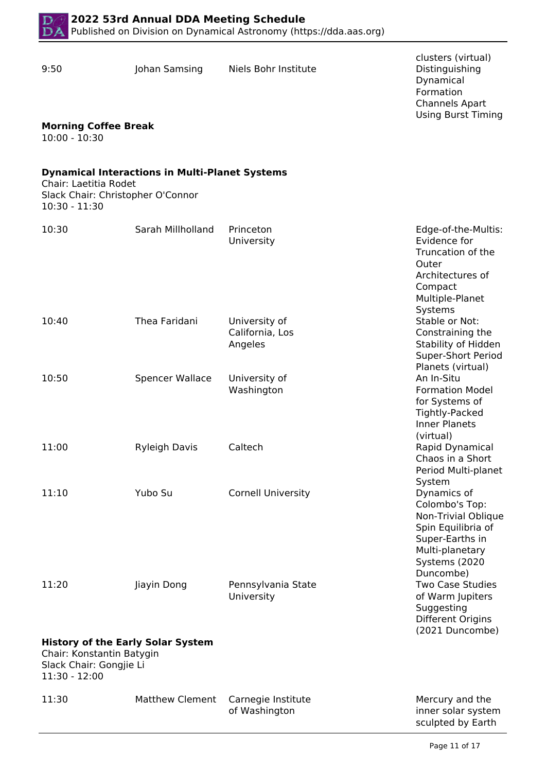| | | | |
|---|---|---|---|
| 9:50 | Johan Samsing | Niels Bohr Institute | clusters (virtual) Distinguishing Dynamical Formation Channels Apart Using Burst Timing |

**Morning Coffee Break**
10:00 - 10:30

**Dynamical Interactions in Multi-Planet Systems**
Chair: Laetitia Rodet
Slack Chair: Christopher O'Connor
10:30 - 11:30

| | | | |
|---|---|---|---|
| 10:30 | Sarah Millholland | Princeton University | Edge-of-the-Multis: Evidence for Truncation of the Outer Architectures of Compact Multiple-Planet Systems |
| 10:40 | Thea Faridani | University of California, Los Angeles | Stable or Not: Constraining the Stability of Hidden Super-Short Period Planets (virtual) |
| 10:50 | Spencer Wallace | University of Washington | An In-Situ Formation Model for Systems of Tightly-Packed Inner Planets (virtual) |
| 11:00 | Ryleigh Davis | Caltech | Rapid Dynamical Chaos in a Short Period Multi-planet System |
| 11:10 | Yubo Su | Cornell University | Dynamics of Colombo's Top: Non-Trivial Oblique Spin Equilibria of Super-Earths in Multi-planetary Systems (2020 Duncombe) |
| 11:20 | Jiayin Dong | Pennsylvania State University | Two Case Studies of Warm Jupiters Suggesting Different Origins (2021 Duncombe) |

**History of the Early Solar System**
Chair: Konstantin Batygin
Slack Chair: Gongjie Li
11:30 - 12:00

| | | | |
|---|---|---|---|
| 11:30 | Matthew Clement | Carnegie Institute of Washington | Mercury and the inner solar system sculpted by Earth |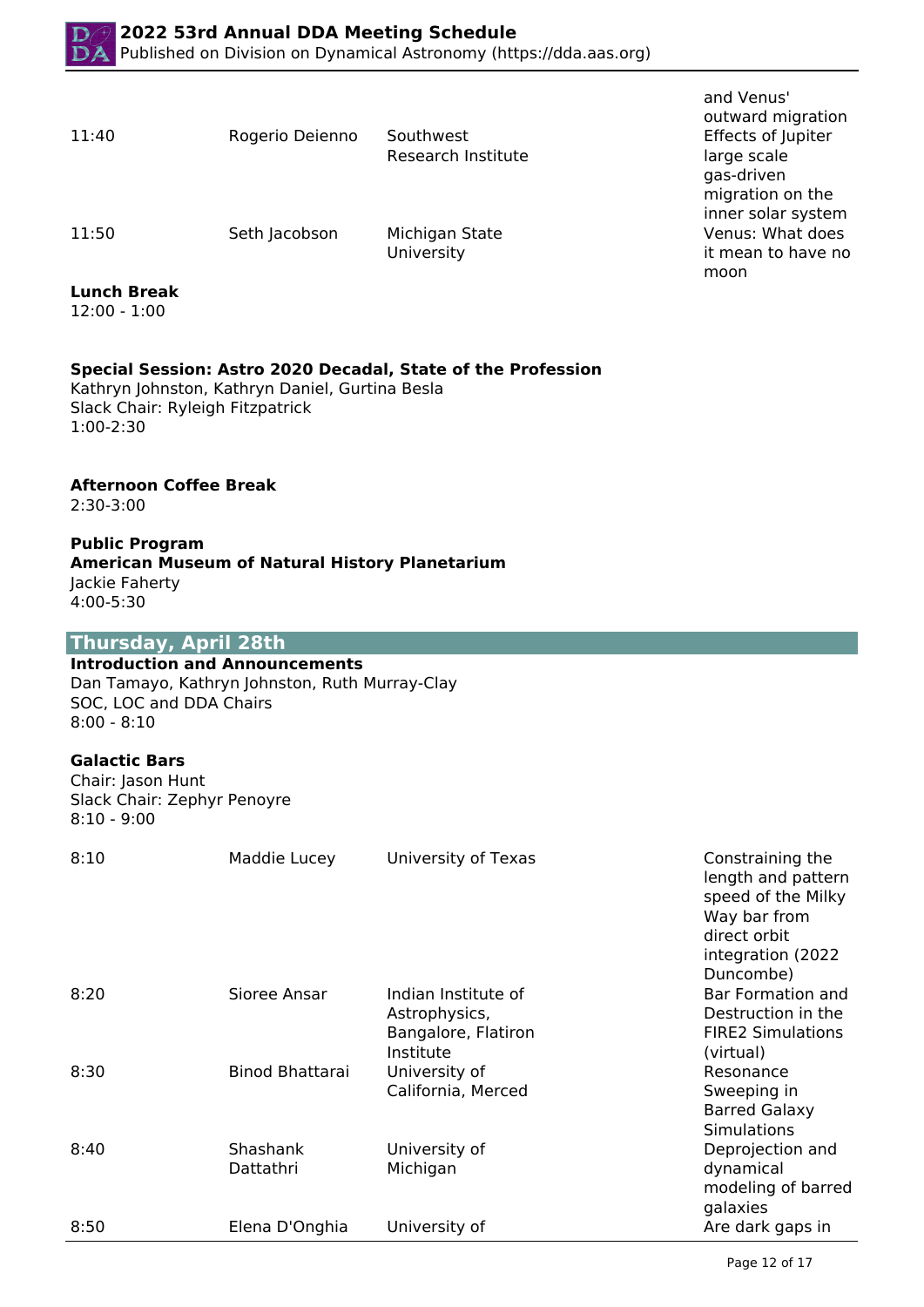| | | | |
|---|---|---|---|
| | | | and Venus' outward migration |
| 11:40 | Rogerio Deienno | Southwest Research Institute | Effects of Jupiter large scale gas-driven migration on the inner solar system |
| 11:50 | Seth Jacobson | Michigan State University | Venus: What does it mean to have no moon |

**Lunch Break**
12:00 - 1:00

**Special Session: Astro 2020 Decadal, State of the Profession**
Kathryn Johnston, Kathryn Daniel, Gurtina Besla
Slack Chair: Ryleigh Fitzpatrick
1:00-2:30

**Afternoon Coffee Break**
2:30-3:00

**Public Program**
**American Museum of Natural History Planetarium**
Jackie Faherty
4:00-5:30

## Thursday, April 28th

**Introduction and Announcements**
Dan Tamayo, Kathryn Johnston, Ruth Murray-Clay
SOC, LOC and DDA Chairs
8:00 - 8:10

**Galactic Bars**
Chair: Jason Hunt
Slack Chair: Zephyr Penoyre
8:10 - 9:00

| | | | |
|---|---|---|---|
| 8:10 | Maddie Lucey | University of Texas | Constraining the length and pattern speed of the Milky Way bar from direct orbit integration (2022 Duncombe) |
| 8:20 | Sioree Ansar | Indian Institute of Astrophysics, Bangalore, Flatiron Institute | Bar Formation and Destruction in the FIRE2 Simulations (virtual) |
| 8:30 | Binod Bhattarai | University of California, Merced | Resonance Sweeping in Barred Galaxy Simulations |
| 8:40 | Shashank Dattathri | University of Michigan | Deprojection and dynamical modeling of barred galaxies |
| 8:50 | Elena D'Onghia | University of | Are dark gaps in |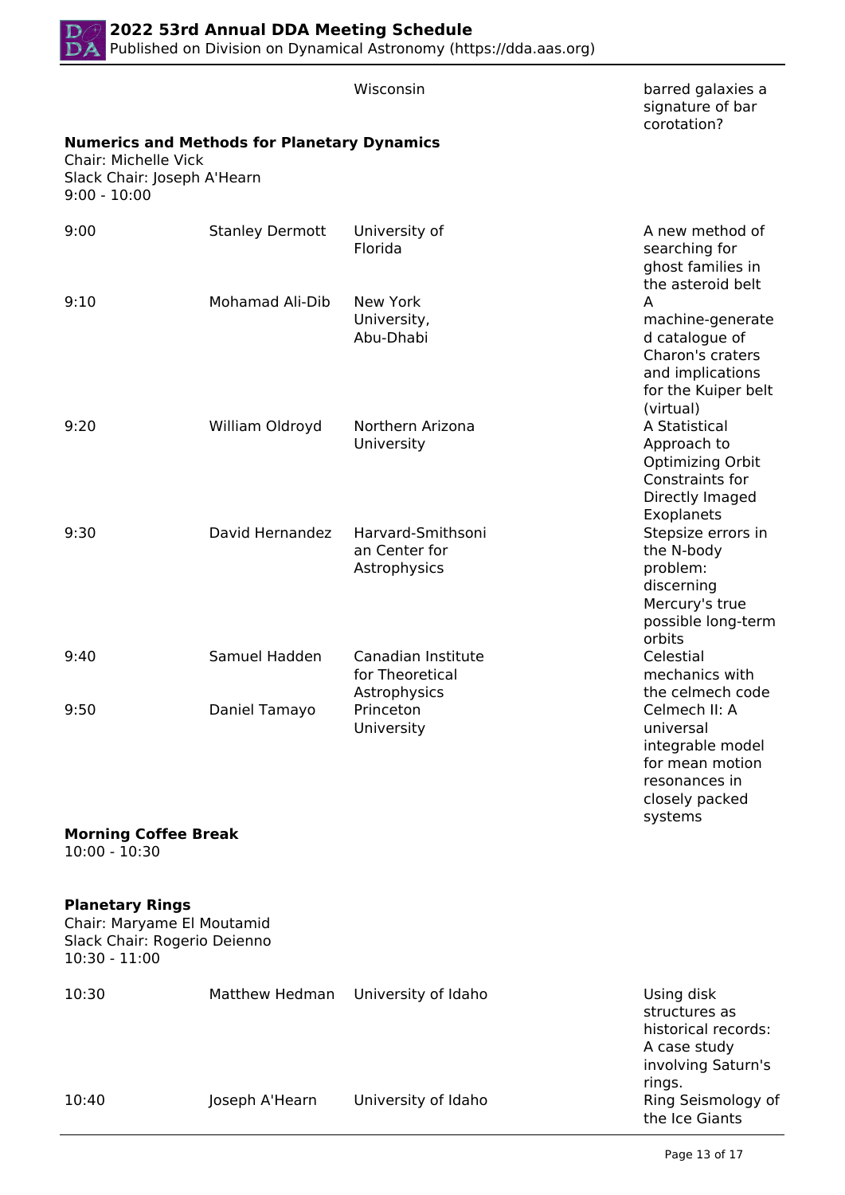| | | Wisconsin | barred galaxies a signature of bar corotation? |
|---|---|---|---|

**Numerics and Methods for Planetary Dynamics**
Chair: Michelle Vick
Slack Chair: Joseph A'Hearn
9:00 - 10:00

| | | | |
|---|---|---|---|
| 9:00 | Stanley Dermott | University of Florida | A new method of searching for ghost families in the asteroid belt |
| 9:10 | Mohamad Ali-Dib | New York University, Abu-Dhabi | A machine-generated catalogue of Charon's craters and implications for the Kuiper belt (virtual) |
| 9:20 | William Oldroyd | Northern Arizona University | A Statistical Approach to Optimizing Orbit Constraints for Directly Imaged Exoplanets |
| 9:30 | David Hernandez | Harvard-Smithsonian Center for Astrophysics | Stepsize errors in the N-body problem: discerning Mercury's true possible long-term orbits |
| 9:40 | Samuel Hadden | Canadian Institute for Theoretical Astrophysics | Celestial mechanics with the celmech code |
| 9:50 | Daniel Tamayo | Princeton University | Celmech II: A universal integrable model for mean motion resonances in closely packed systems |

**Morning Coffee Break**
10:00 - 10:30

**Planetary Rings**
Chair: Maryame El Moutamid
Slack Chair: Rogerio Deienno
10:30 - 11:00

| | | | |
|---|---|---|---|
| 10:30 | Matthew Hedman | University of Idaho | Using disk structures as historical records: A case study involving Saturn's rings. |
| 10:40 | Joseph A'Hearn | University of Idaho | Ring Seismology of the Ice Giants |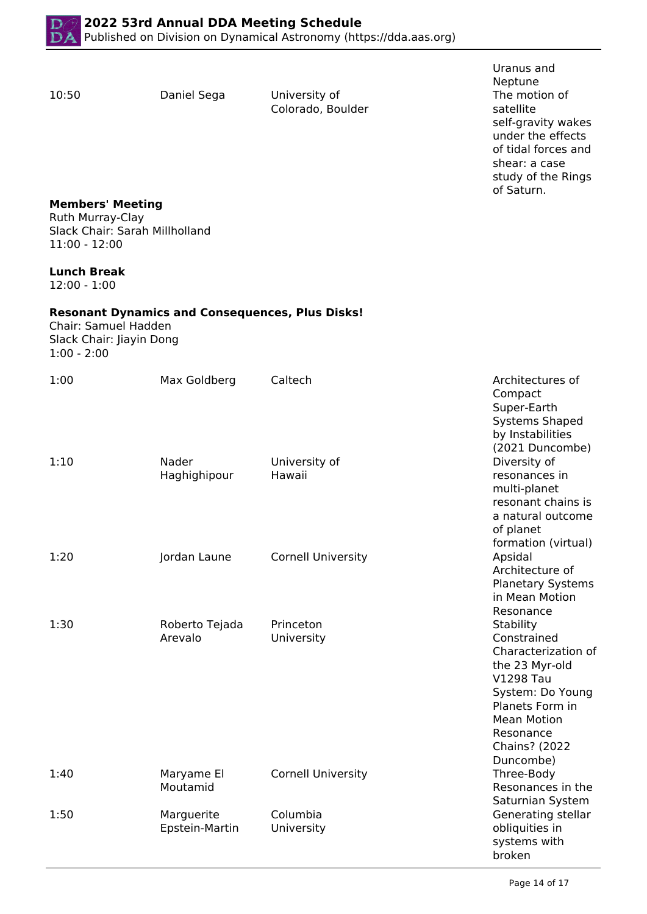| | | | Uranus and Neptune |
|---|---|---|---|
| 10:50 | Daniel Sega | University of Colorado, Boulder | The motion of satellite self-gravity wakes under the effects of tidal forces and shear: a case study of the Rings of Saturn. |

**Members' Meeting**
Ruth Murray-Clay
Slack Chair: Sarah Millholland
11:00 - 12:00

**Lunch Break**
12:00 - 1:00

**Resonant Dynamics and Consequences, Plus Disks!**
Chair: Samuel Hadden
Slack Chair: Jiayin Dong
1:00 - 2:00

| | | | |
|---|---|---|---|
| 1:00 | Max Goldberg | Caltech | Architectures of Compact Super-Earth Systems Shaped by Instabilities (2021 Duncombe) |
| 1:10 | Nader Haghighipour | University of Hawaii | Diversity of resonances in multi-planet resonant chains is a natural outcome of planet formation (virtual) |
| 1:20 | Jordan Laune | Cornell University | Apsidal Architecture of Planetary Systems in Mean Motion Resonance |
| 1:30 | Roberto Tejada Arevalo | Princeton University | Stability Constrained Characterization of the 23 Myr-old V1298 Tau System: Do Young Planets Form in Mean Motion Resonance Chains? (2022 Duncombe) |
| 1:40 | Maryame El Moutamid | Cornell University | Three-Body Resonances in the Saturnian System |
| 1:50 | Marguerite Epstein-Martin | Columbia University | Generating stellar obliquities in systems with broken |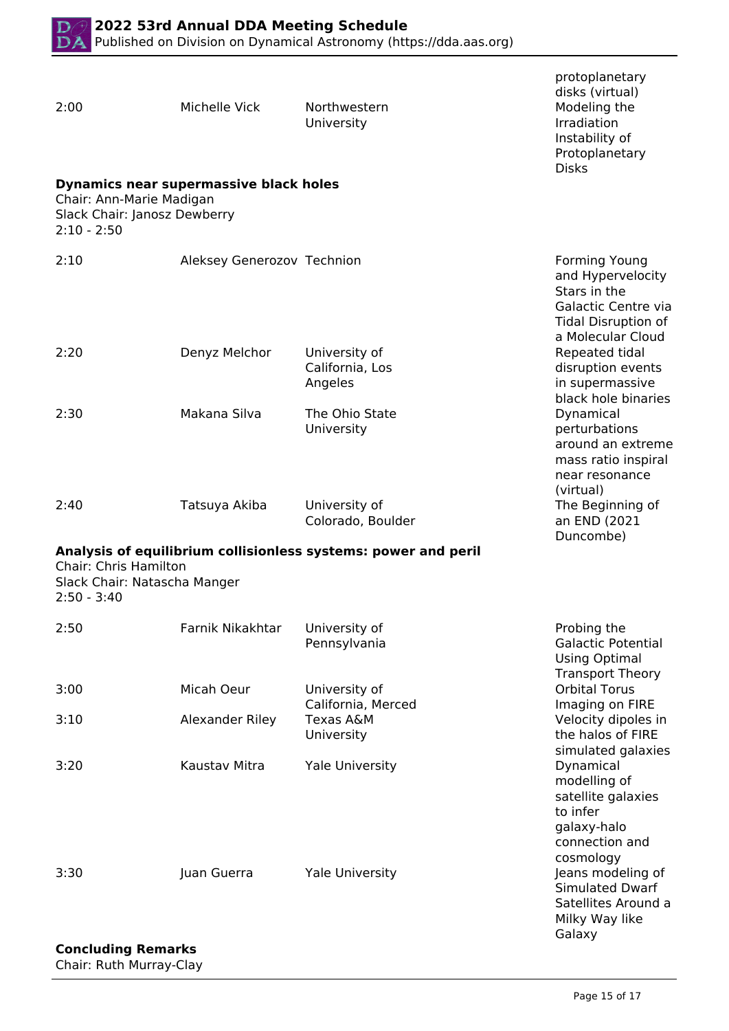| | | | protoplanetary disks (virtual) |
|---|---|---|---|
| 2:00 | Michelle Vick | Northwestern University | Modeling the Irradiation Instability of Protoplanetary Disks |

**Dynamics near supermassive black holes**
Chair: Ann-Marie Madigan
Slack Chair: Janosz Dewberry
2:10 - 2:50

| | | | |
|---|---|---|---|
| 2:10 | Aleksey Generozov | Technion | Forming Young and Hypervelocity Stars in the Galactic Centre via Tidal Disruption of a Molecular Cloud |
| 2:20 | Denyz Melchor | University of California, Los Angeles | Repeated tidal disruption events in supermassive black hole binaries |
| 2:30 | Makana Silva | The Ohio State University | Dynamical perturbations around an extreme mass ratio inspiral near resonance (virtual) |
| 2:40 | Tatsuya Akiba | University of Colorado, Boulder | The Beginning of an END (2021 Duncombe) |

**Analysis of equilibrium collisionless systems: power and peril**
Chair: Chris Hamilton
Slack Chair: Natascha Manger
2:50 - 3:40

| | | | |
|---|---|---|---|
| 2:50 | Farnik Nikakhtar | University of Pennsylvania | Probing the Galactic Potential Using Optimal Transport Theory |
| 3:00 | Micah Oeur | University of California, Merced | Orbital Torus Imaging on FIRE |
| 3:10 | Alexander Riley | Texas A&M University | Velocity dipoles in the halos of FIRE simulated galaxies |
| 3:20 | Kaustav Mitra | Yale University | Dynamical modelling of satellite galaxies to infer galaxy-halo connection and cosmology |
| 3:30 | Juan Guerra | Yale University | Jeans modeling of Simulated Dwarf Satellites Around a Milky Way like Galaxy |

**Concluding Remarks**
Chair: Ruth Murray-Clay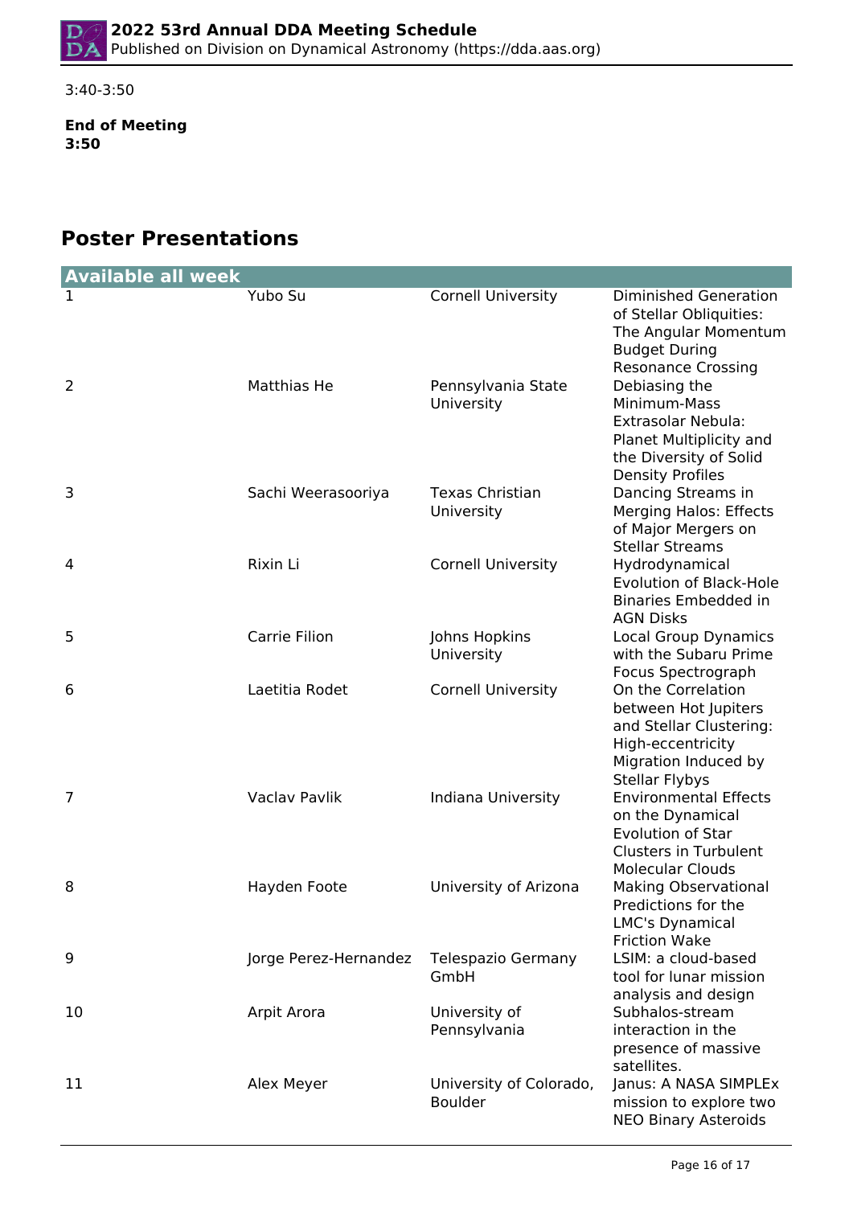3:40-3:50

**End of Meeting**
**3:50**

## Poster Presentations

| Available all week | | | |
|---|---|---|---|
| 1 | Yubo Su | Cornell University | Diminished Generation of Stellar Obliquities: The Angular Momentum Budget During Resonance Crossing |
| 2 | Matthias He | Pennsylvania State University | Debiasing the Minimum-Mass Extrasolar Nebula: Planet Multiplicity and the Diversity of Solid Density Profiles |
| 3 | Sachi Weerasooriya | Texas Christian University | Dancing Streams in Merging Halos: Effects of Major Mergers on Stellar Streams |
| 4 | Rixin Li | Cornell University | Hydrodynamical Evolution of Black-Hole Binaries Embedded in AGN Disks |
| 5 | Carrie Filion | Johns Hopkins University | Local Group Dynamics with the Subaru Prime Focus Spectrograph |
| 6 | Laetitia Rodet | Cornell University | On the Correlation between Hot Jupiters and Stellar Clustering: High-eccentricity Migration Induced by Stellar Flybys |
| 7 | Vaclav Pavlik | Indiana University | Environmental Effects on the Dynamical Evolution of Star Clusters in Turbulent Molecular Clouds |
| 8 | Hayden Foote | University of Arizona | Making Observational Predictions for the LMC's Dynamical Friction Wake |
| 9 | Jorge Perez-Hernandez | Telespazio Germany GmbH | LSIM: a cloud-based tool for lunar mission analysis and design |
| 10 | Arpit Arora | University of Pennsylvania | Subhalos-stream interaction in the presence of massive satellites. |
| 11 | Alex Meyer | University of Colorado, Boulder | Janus: A NASA SIMPLEx mission to explore two NEO Binary Asteroids |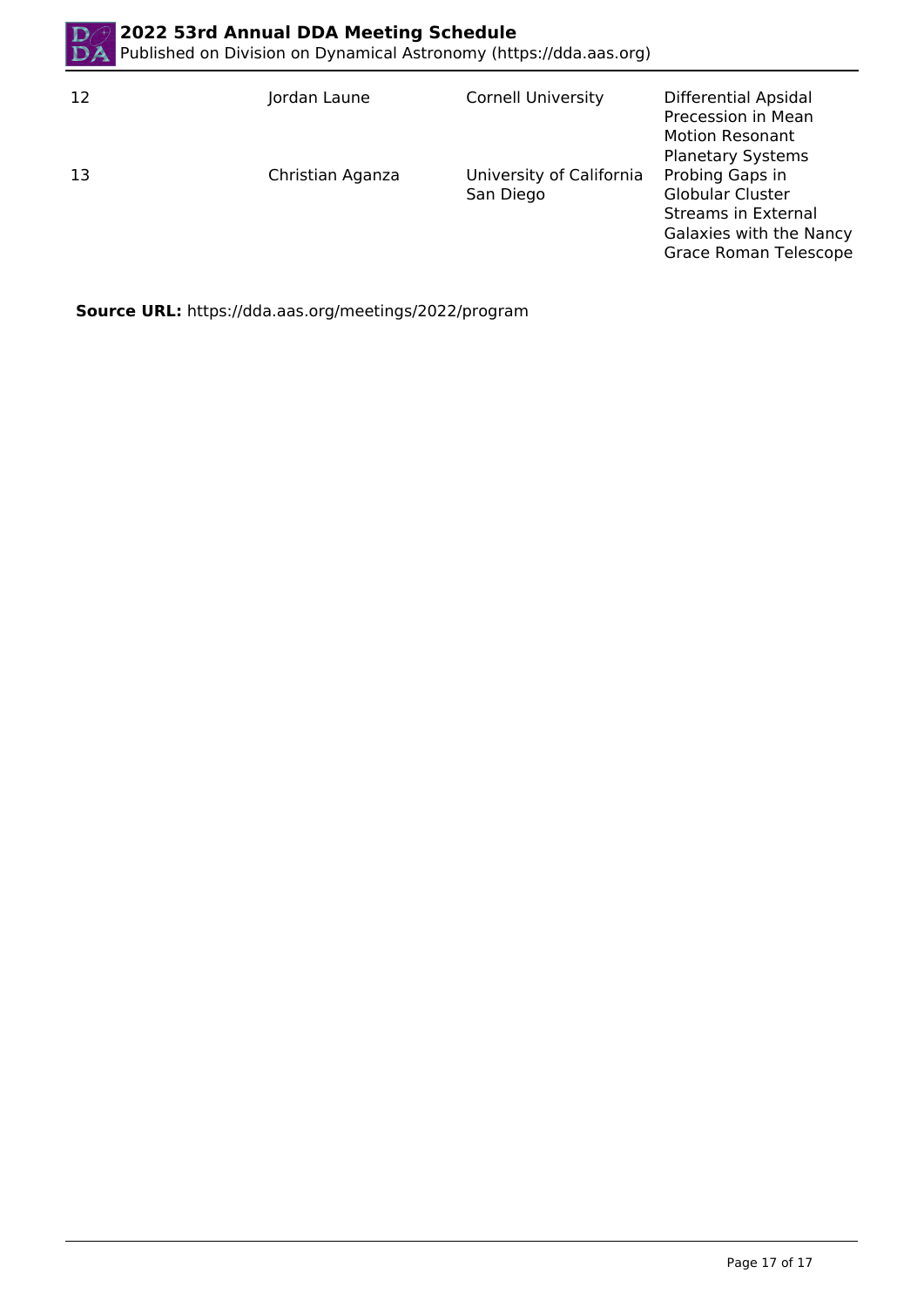| | | | |
|---|---|---|---|
| 12 | Jordan Laune | Cornell University | Differential Apsidal Precession in Mean Motion Resonant Planetary Systems |
| 13 | Christian Aganza | University of California San Diego | Probing Gaps in Globular Cluster Streams in External Galaxies with the Nancy Grace Roman Telescope |

**Source URL:** https://dda.aas.org/meetings/2022/program